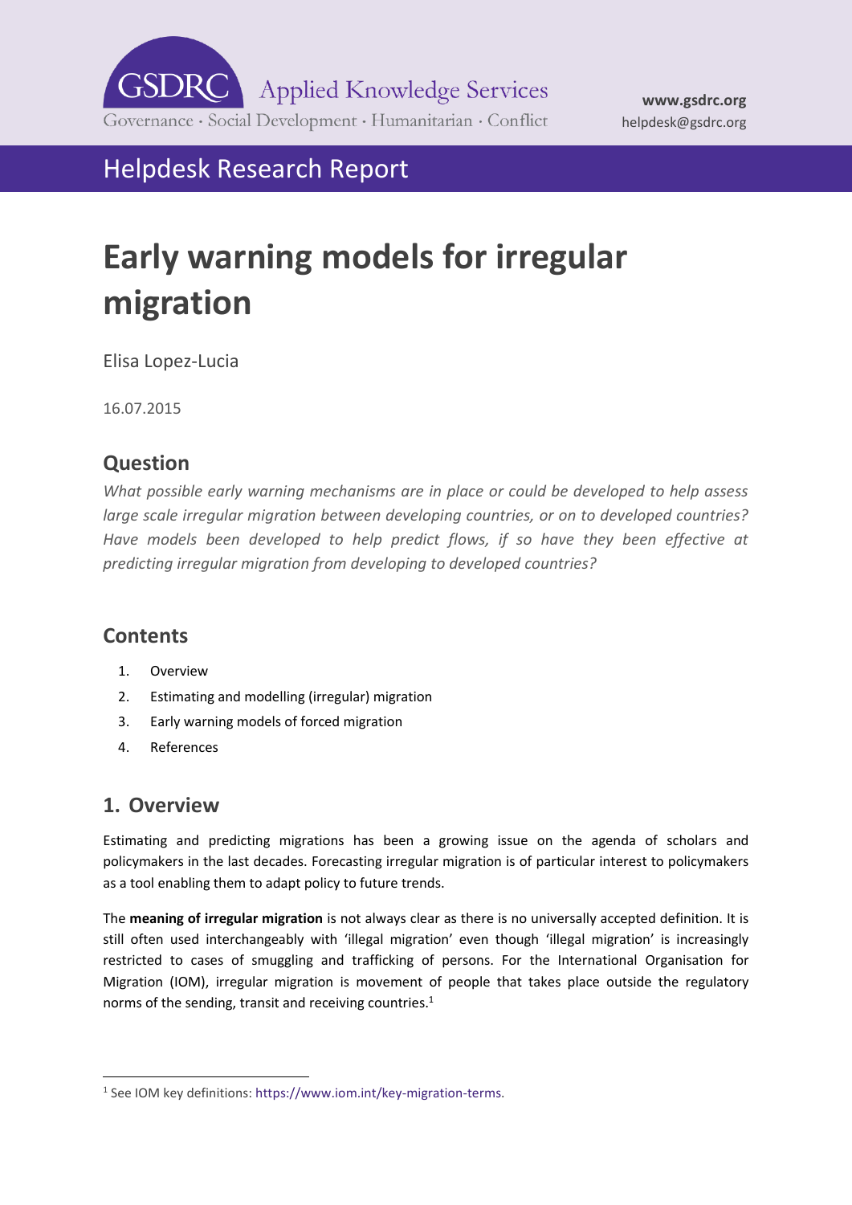GSDRC Applied Knowledge Services

Governance · Social Development · Humanitarian · Conflict

www.gsdrc.org
helpdesk@gsdrc.org

Helpdesk Research Report

# Early warning models for irregular migration

Elisa Lopez-Lucia

16.07.2015

## Question

*What possible early warning mechanisms are in place or could be developed to help assess large scale irregular migration between developing countries, or on to developed countries? Have models been developed to help predict flows, if so have they been effective at predicting irregular migration from developing to developed countries?*

## Contents

1. Overview
2. Estimating and modelling (irregular) migration
3. Early warning models of forced migration
4. References

## 1. Overview

Estimating and predicting migrations has been a growing issue on the agenda of scholars and policymakers in the last decades. Forecasting irregular migration is of particular interest to policymakers as a tool enabling them to adapt policy to future trends.

The **meaning of irregular migration** is not always clear as there is no universally accepted definition. It is still often used interchangeably with 'illegal migration' even though 'illegal migration' is increasingly restricted to cases of smuggling and trafficking of persons. For the International Organisation for Migration (IOM), irregular migration is movement of people that takes place outside the regulatory norms of the sending, transit and receiving countries.[1]

[1] See IOM key definitions: https://www.iom.int/key-migration-terms.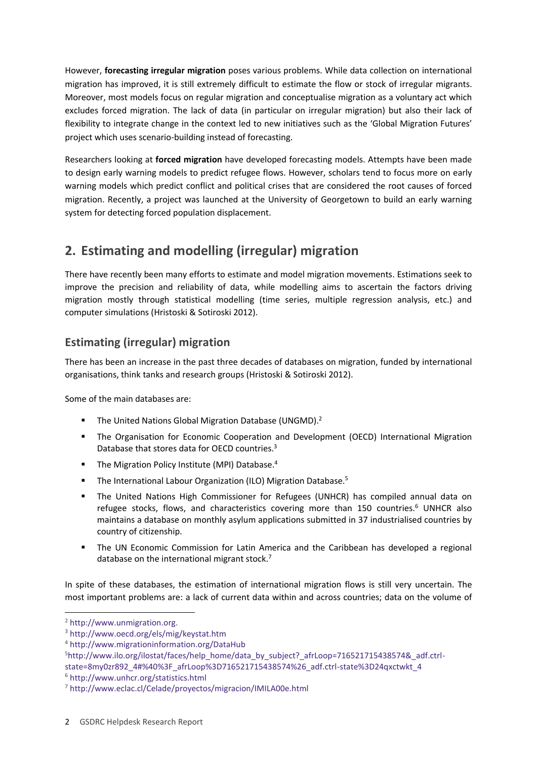However, **forecasting irregular migration** poses various problems. While data collection on international migration has improved, it is still extremely difficult to estimate the flow or stock of irregular migrants. Moreover, most models focus on regular migration and conceptualise migration as a voluntary act which excludes forced migration. The lack of data (in particular on irregular migration) but also their lack of flexibility to integrate change in the context led to new initiatives such as the 'Global Migration Futures' project which uses scenario-building instead of forecasting.

Researchers looking at **forced migration** have developed forecasting models. Attempts have been made to design early warning models to predict refugee flows. However, scholars tend to focus more on early warning models which predict conflict and political crises that are considered the root causes of forced migration. Recently, a project was launched at the University of Georgetown to build an early warning system for detecting forced population displacement.

## 2. Estimating and modelling (irregular) migration

There have recently been many efforts to estimate and model migration movements. Estimations seek to improve the precision and reliability of data, while modelling aims to ascertain the factors driving migration mostly through statistical modelling (time series, multiple regression analysis, etc.) and computer simulations (Hristoski & Sotiroski 2012).

### Estimating (irregular) migration

There has been an increase in the past three decades of databases on migration, funded by international organisations, think tanks and research groups (Hristoski & Sotiroski 2012).

Some of the main databases are:

- The United Nations Global Migration Database (UNGMD).[2]
- The Organisation for Economic Cooperation and Development (OECD) International Migration Database that stores data for OECD countries.[3]
- The Migration Policy Institute (MPI) Database.[4]
- The International Labour Organization (ILO) Migration Database.[5]
- The United Nations High Commissioner for Refugees (UNHCR) has compiled annual data on refugee stocks, flows, and characteristics covering more than 150 countries.[6] UNHCR also maintains a database on monthly asylum applications submitted in 37 industrialised countries by country of citizenship.
- The UN Economic Commission for Latin America and the Caribbean has developed a regional database on the international migrant stock.[7]

In spite of these databases, the estimation of international migration flows is still very uncertain. The most important problems are: a lack of current data within and across countries; data on the volume of

---

[2] http://www.unmigration.org.

[3] http://www.oecd.org/els/mig/keystat.htm

[4] http://www.migrationinformation.org/DataHub

[5] http://www.ilo.org/ilostat/faces/help_home/data_by_subject?_afrLoop=716521715438574&_adf.ctrl-state=8my0zr892_4#%40%3F_afrLoop%3D716521715438574%26_adf.ctrl-state%3D24qxctwkt_4

[6] http://www.unhcr.org/statistics.html

[7] http://www.eclac.cl/Celade/proyectos/migracion/IMILA00e.html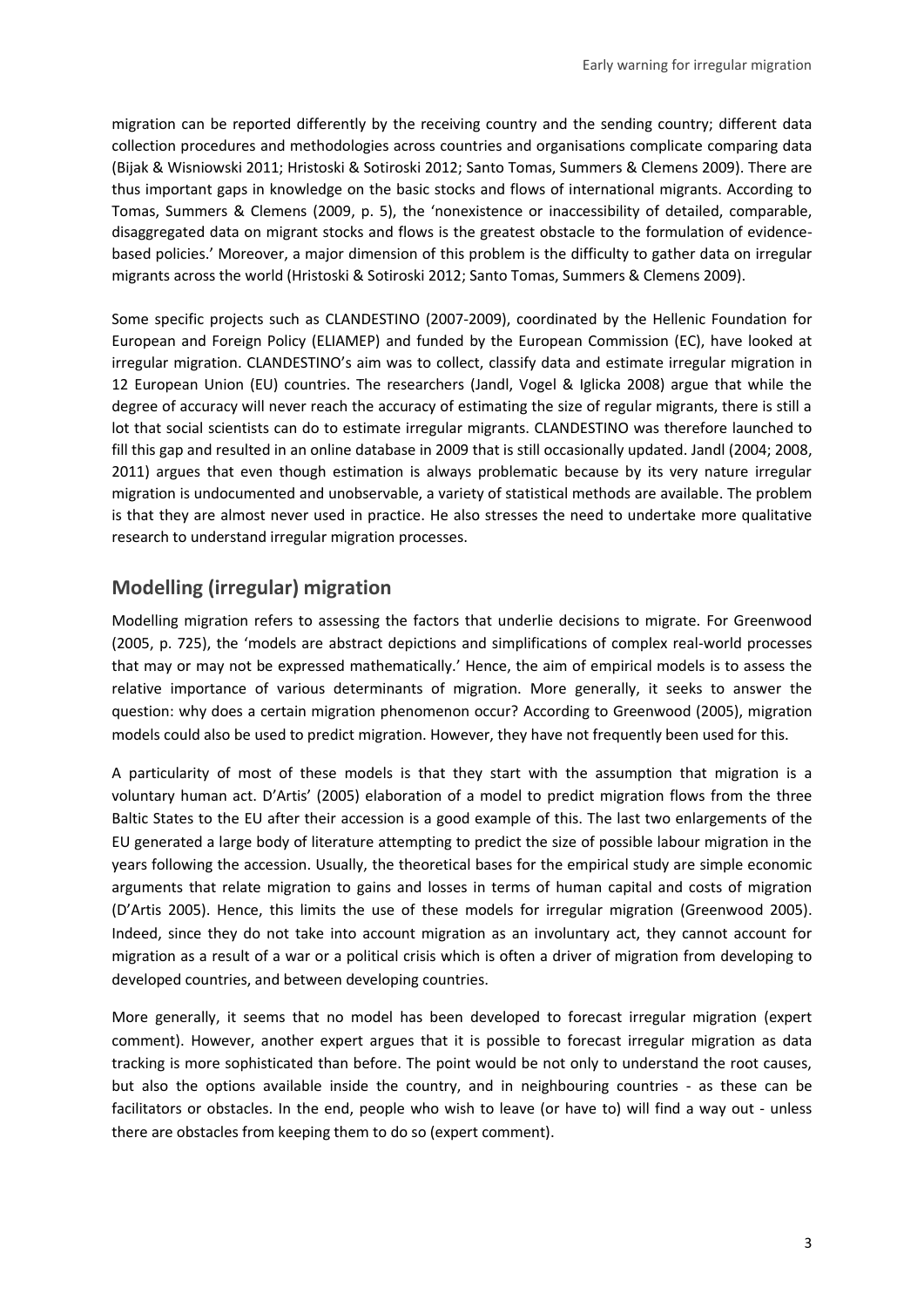migration can be reported differently by the receiving country and the sending country; different data collection procedures and methodologies across countries and organisations complicate comparing data (Bijak & Wisniowski 2011; Hristoski & Sotiroski 2012; Santo Tomas, Summers & Clemens 2009). There are thus important gaps in knowledge on the basic stocks and flows of international migrants. According to Tomas, Summers & Clemens (2009, p. 5), the 'nonexistence or inaccessibility of detailed, comparable, disaggregated data on migrant stocks and flows is the greatest obstacle to the formulation of evidence-based policies.' Moreover, a major dimension of this problem is the difficulty to gather data on irregular migrants across the world (Hristoski & Sotiroski 2012; Santo Tomas, Summers & Clemens 2009).

Some specific projects such as CLANDESTINO (2007-2009), coordinated by the Hellenic Foundation for European and Foreign Policy (ELIAMEP) and funded by the European Commission (EC), have looked at irregular migration. CLANDESTINO's aim was to collect, classify data and estimate irregular migration in 12 European Union (EU) countries. The researchers (Jandl, Vogel & Iglicka 2008) argue that while the degree of accuracy will never reach the accuracy of estimating the size of regular migrants, there is still a lot that social scientists can do to estimate irregular migrants. CLANDESTINO was therefore launched to fill this gap and resulted in an online database in 2009 that is still occasionally updated. Jandl (2004; 2008, 2011) argues that even though estimation is always problematic because by its very nature irregular migration is undocumented and unobservable, a variety of statistical methods are available. The problem is that they are almost never used in practice. He also stresses the need to undertake more qualitative research to understand irregular migration processes.

## Modelling (irregular) migration

Modelling migration refers to assessing the factors that underlie decisions to migrate. For Greenwood (2005, p. 725), the 'models are abstract depictions and simplifications of complex real-world processes that may or may not be expressed mathematically.' Hence, the aim of empirical models is to assess the relative importance of various determinants of migration. More generally, it seeks to answer the question: why does a certain migration phenomenon occur? According to Greenwood (2005), migration models could also be used to predict migration. However, they have not frequently been used for this.

A particularity of most of these models is that they start with the assumption that migration is a voluntary human act. D'Artis' (2005) elaboration of a model to predict migration flows from the three Baltic States to the EU after their accession is a good example of this. The last two enlargements of the EU generated a large body of literature attempting to predict the size of possible labour migration in the years following the accession. Usually, the theoretical bases for the empirical study are simple economic arguments that relate migration to gains and losses in terms of human capital and costs of migration (D'Artis 2005). Hence, this limits the use of these models for irregular migration (Greenwood 2005). Indeed, since they do not take into account migration as an involuntary act, they cannot account for migration as a result of a war or a political crisis which is often a driver of migration from developing to developed countries, and between developing countries.

More generally, it seems that no model has been developed to forecast irregular migration (expert comment). However, another expert argues that it is possible to forecast irregular migration as data tracking is more sophisticated than before. The point would be not only to understand the root causes, but also the options available inside the country, and in neighbouring countries - as these can be facilitators or obstacles. In the end, people who wish to leave (or have to) will find a way out - unless there are obstacles from keeping them to do so (expert comment).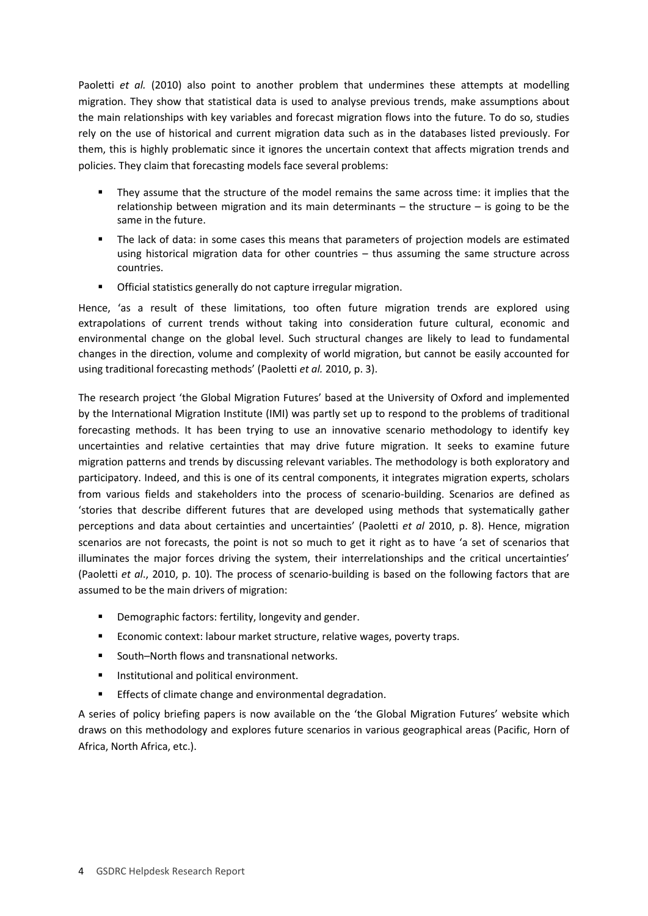Paoletti *et al.* (2010) also point to another problem that undermines these attempts at modelling migration. They show that statistical data is used to analyse previous trends, make assumptions about the main relationships with key variables and forecast migration flows into the future. To do so, studies rely on the use of historical and current migration data such as in the databases listed previously. For them, this is highly problematic since it ignores the uncertain context that affects migration trends and policies. They claim that forecasting models face several problems:

- They assume that the structure of the model remains the same across time: it implies that the relationship between migration and its main determinants – the structure – is going to be the same in the future.
- The lack of data: in some cases this means that parameters of projection models are estimated using historical migration data for other countries – thus assuming the same structure across countries.
- Official statistics generally do not capture irregular migration.

Hence, 'as a result of these limitations, too often future migration trends are explored using extrapolations of current trends without taking into consideration future cultural, economic and environmental change on the global level. Such structural changes are likely to lead to fundamental changes in the direction, volume and complexity of world migration, but cannot be easily accounted for using traditional forecasting methods' (Paoletti *et al.* 2010, p. 3).

The research project 'the Global Migration Futures' based at the University of Oxford and implemented by the International Migration Institute (IMI) was partly set up to respond to the problems of traditional forecasting methods. It has been trying to use an innovative scenario methodology to identify key uncertainties and relative certainties that may drive future migration. It seeks to examine future migration patterns and trends by discussing relevant variables. The methodology is both exploratory and participatory. Indeed, and this is one of its central components, it integrates migration experts, scholars from various fields and stakeholders into the process of scenario-building. Scenarios are defined as 'stories that describe different futures that are developed using methods that systematically gather perceptions and data about certainties and uncertainties' (Paoletti *et al* 2010, p. 8). Hence, migration scenarios are not forecasts, the point is not so much to get it right as to have 'a set of scenarios that illuminates the major forces driving the system, their interrelationships and the critical uncertainties' (Paoletti *et al*., 2010, p. 10). The process of scenario-building is based on the following factors that are assumed to be the main drivers of migration:

- Demographic factors: fertility, longevity and gender.
- Economic context: labour market structure, relative wages, poverty traps.
- South–North flows and transnational networks.
- Institutional and political environment.
- Effects of climate change and environmental degradation.

A series of policy briefing papers is now available on the 'the Global Migration Futures' website which draws on this methodology and explores future scenarios in various geographical areas (Pacific, Horn of Africa, North Africa, etc.).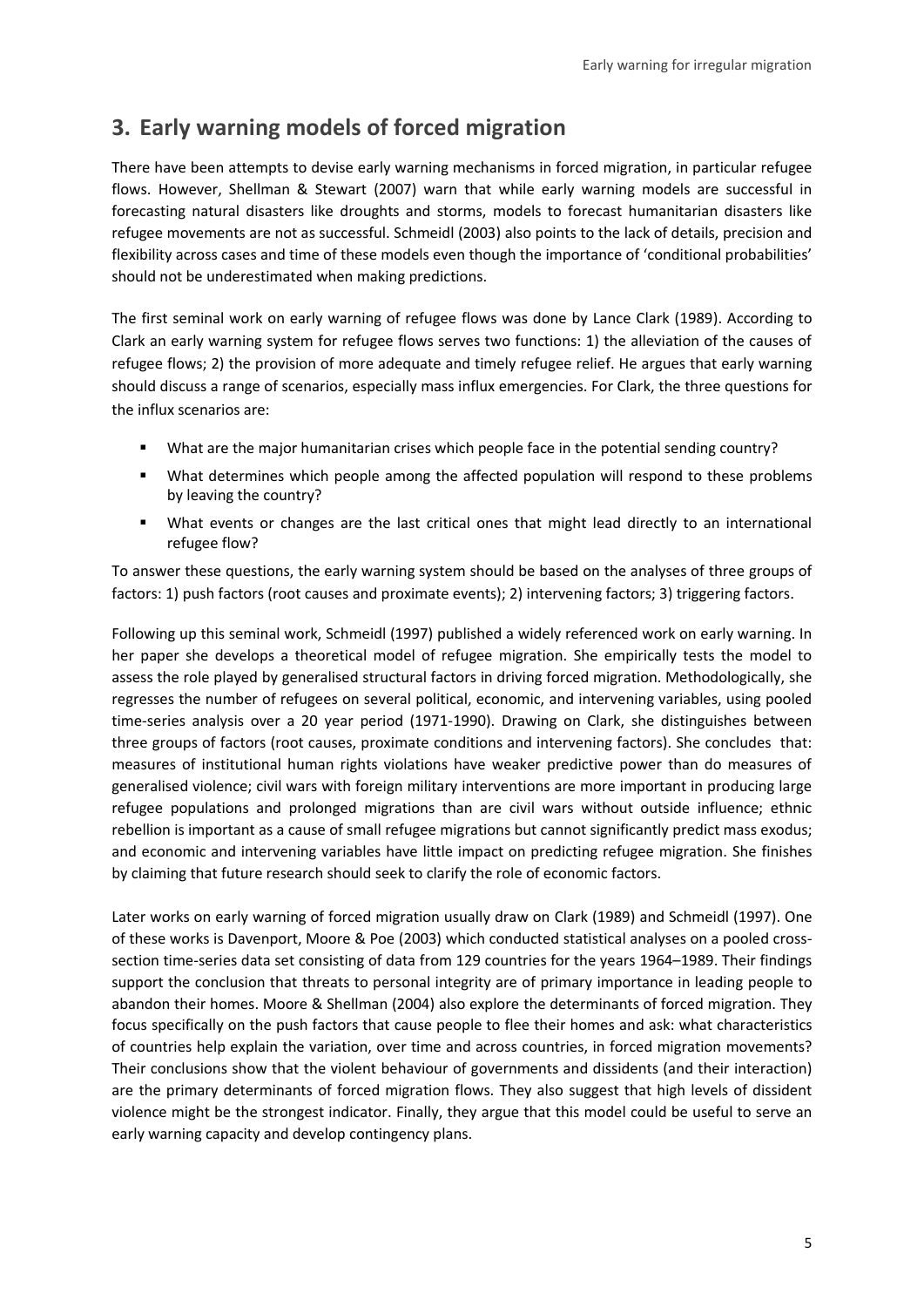## 3. Early warning models of forced migration

There have been attempts to devise early warning mechanisms in forced migration, in particular refugee flows. However, Shellman & Stewart (2007) warn that while early warning models are successful in forecasting natural disasters like droughts and storms, models to forecast humanitarian disasters like refugee movements are not as successful. Schmeidl (2003) also points to the lack of details, precision and flexibility across cases and time of these models even though the importance of 'conditional probabilities' should not be underestimated when making predictions.

The first seminal work on early warning of refugee flows was done by Lance Clark (1989). According to Clark an early warning system for refugee flows serves two functions: 1) the alleviation of the causes of refugee flows; 2) the provision of more adequate and timely refugee relief. He argues that early warning should discuss a range of scenarios, especially mass influx emergencies. For Clark, the three questions for the influx scenarios are:

- What are the major humanitarian crises which people face in the potential sending country?
- What determines which people among the affected population will respond to these problems by leaving the country?
- What events or changes are the last critical ones that might lead directly to an international refugee flow?

To answer these questions, the early warning system should be based on the analyses of three groups of factors: 1) push factors (root causes and proximate events); 2) intervening factors; 3) triggering factors.

Following up this seminal work, Schmeidl (1997) published a widely referenced work on early warning. In her paper she develops a theoretical model of refugee migration. She empirically tests the model to assess the role played by generalised structural factors in driving forced migration. Methodologically, she regresses the number of refugees on several political, economic, and intervening variables, using pooled time-series analysis over a 20 year period (1971-1990). Drawing on Clark, she distinguishes between three groups of factors (root causes, proximate conditions and intervening factors). She concludes that: measures of institutional human rights violations have weaker predictive power than do measures of generalised violence; civil wars with foreign military interventions are more important in producing large refugee populations and prolonged migrations than are civil wars without outside influence; ethnic rebellion is important as a cause of small refugee migrations but cannot significantly predict mass exodus; and economic and intervening variables have little impact on predicting refugee migration. She finishes by claiming that future research should seek to clarify the role of economic factors.

Later works on early warning of forced migration usually draw on Clark (1989) and Schmeidl (1997). One of these works is Davenport, Moore & Poe (2003) which conducted statistical analyses on a pooled cross-section time-series data set consisting of data from 129 countries for the years 1964–1989. Their findings support the conclusion that threats to personal integrity are of primary importance in leading people to abandon their homes. Moore & Shellman (2004) also explore the determinants of forced migration. They focus specifically on the push factors that cause people to flee their homes and ask: what characteristics of countries help explain the variation, over time and across countries, in forced migration movements? Their conclusions show that the violent behaviour of governments and dissidents (and their interaction) are the primary determinants of forced migration flows. They also suggest that high levels of dissident violence might be the strongest indicator. Finally, they argue that this model could be useful to serve an early warning capacity and develop contingency plans.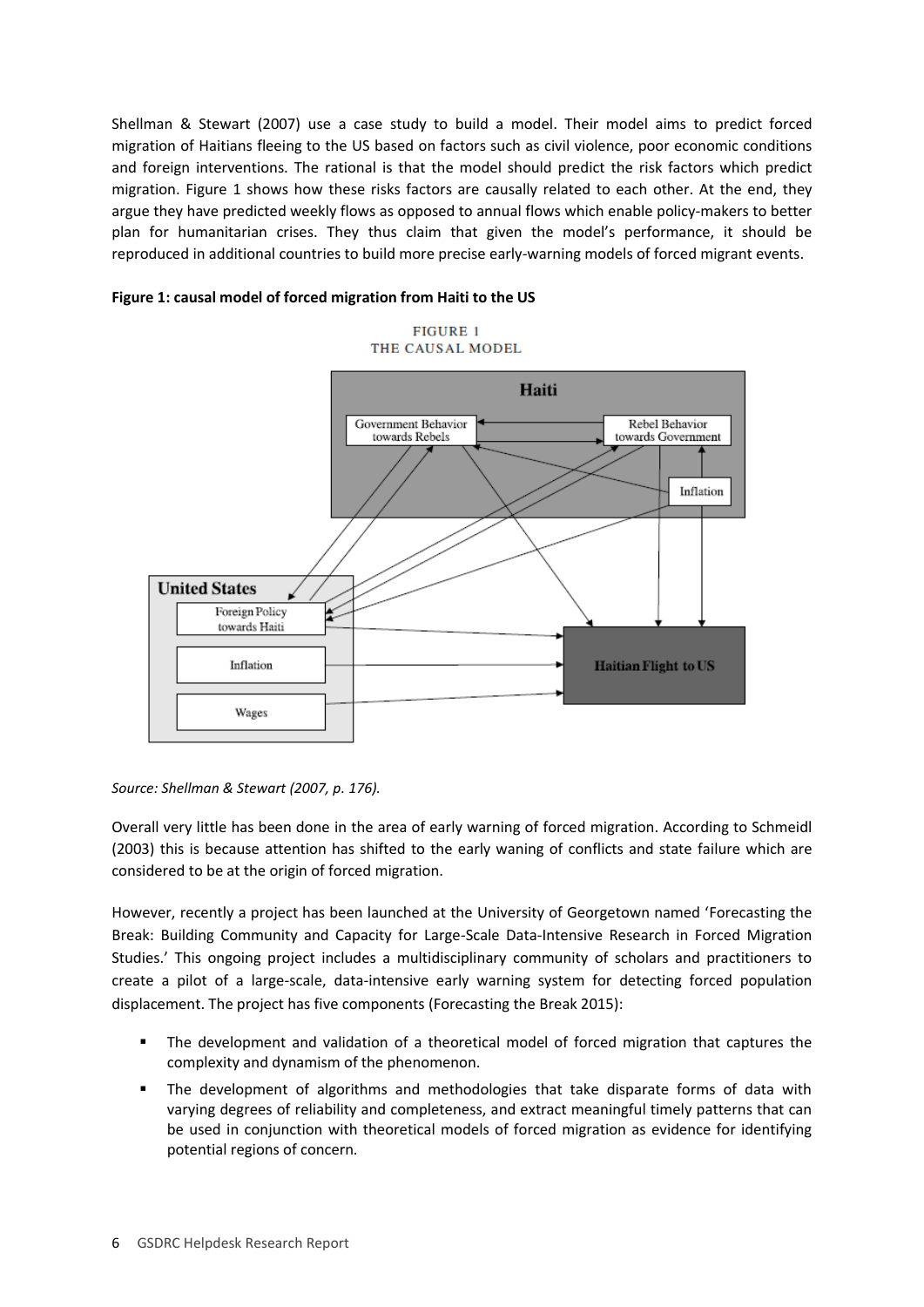Shellman & Stewart (2007) use a case study to build a model. Their model aims to predict forced migration of Haitians fleeing to the US based on factors such as civil violence, poor economic conditions and foreign interventions. The rational is that the model should predict the risk factors which predict migration. Figure 1 shows how these risks factors are causally related to each other. At the end, they argue they have predicted weekly flows as opposed to annual flows which enable policy-makers to better plan for humanitarian crises. They thus claim that given the model's performance, it should be reproduced in additional countries to build more precise early-warning models of forced migrant events.

**Figure 1: causal model of forced migration from Haiti to the US**

FIGURE 1
THE CAUSAL MODEL

Haiti: Government Behavior towards Rebels; Rebel Behavior towards Government; Inflation

United States: Foreign Policy towards Haiti; Inflation; Wages

Haitian Flight to US

*Source: Shellman & Stewart (2007, p. 176).*

Overall very little has been done in the area of early warning of forced migration. According to Schmeidl (2003) this is because attention has shifted to the early waning of conflicts and state failure which are considered to be at the origin of forced migration.

However, recently a project has been launched at the University of Georgetown named 'Forecasting the Break: Building Community and Capacity for Large-Scale Data-Intensive Research in Forced Migration Studies.' This ongoing project includes a multidisciplinary community of scholars and practitioners to create a pilot of a large-scale, data-intensive early warning system for detecting forced population displacement. The project has five components (Forecasting the Break 2015):

- The development and validation of a theoretical model of forced migration that captures the complexity and dynamism of the phenomenon.
- The development of algorithms and methodologies that take disparate forms of data with varying degrees of reliability and completeness, and extract meaningful timely patterns that can be used in conjunction with theoretical models of forced migration as evidence for identifying potential regions of concern.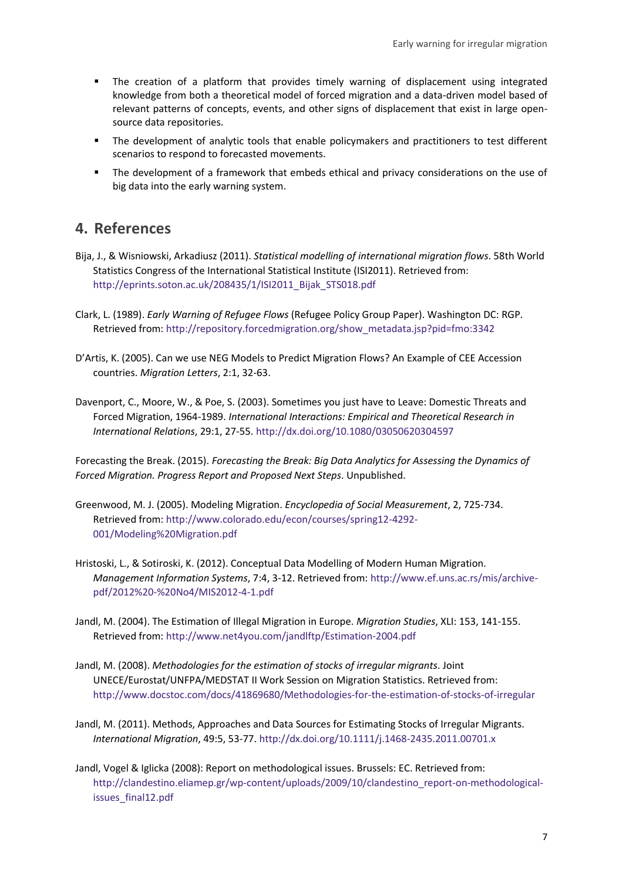- The creation of a platform that provides timely warning of displacement using integrated knowledge from both a theoretical model of forced migration and a data-driven model based of relevant patterns of concepts, events, and other signs of displacement that exist in large open-source data repositories.
- The development of analytic tools that enable policymakers and practitioners to test different scenarios to respond to forecasted movements.
- The development of a framework that embeds ethical and privacy considerations on the use of big data into the early warning system.

## 4. References

Bija, J., & Wisniowski, Arkadiusz (2011). *Statistical modelling of international migration flows*. 58th World Statistics Congress of the International Statistical Institute (ISI2011). Retrieved from: http://eprints.soton.ac.uk/208435/1/ISI2011_Bijak_STS018.pdf

Clark, L. (1989). *Early Warning of Refugee Flows* (Refugee Policy Group Paper). Washington DC: RGP. Retrieved from: http://repository.forcedmigration.org/show_metadata.jsp?pid=fmo:3342

D'Artis, K. (2005). Can we use NEG Models to Predict Migration Flows? An Example of CEE Accession countries. *Migration Letters*, 2:1, 32-63.

Davenport, C., Moore, W., & Poe, S. (2003). Sometimes you just have to Leave: Domestic Threats and Forced Migration, 1964-1989. *International Interactions: Empirical and Theoretical Research in International Relations*, 29:1, 27-55. http://dx.doi.org/10.1080/03050620304597

Forecasting the Break. (2015). *Forecasting the Break: Big Data Analytics for Assessing the Dynamics of Forced Migration. Progress Report and Proposed Next Steps*. Unpublished.

Greenwood, M. J. (2005). Modeling Migration. *Encyclopedia of Social Measurement*, 2, 725-734. Retrieved from: http://www.colorado.edu/econ/courses/spring12-4292-001/Modeling%20Migration.pdf

Hristoski, L., & Sotiroski, K. (2012). Conceptual Data Modelling of Modern Human Migration. *Management Information Systems*, 7:4, 3-12. Retrieved from: http://www.ef.uns.ac.rs/mis/archive-pdf/2012%20-%20No4/MIS2012-4-1.pdf

Jandl, M. (2004). The Estimation of Illegal Migration in Europe. *Migration Studies*, XLI: 153, 141-155. Retrieved from: http://www.net4you.com/jandlftp/Estimation-2004.pdf

Jandl, M. (2008). *Methodologies for the estimation of stocks of irregular migrants*. Joint UNECE/Eurostat/UNFPA/MEDSTAT II Work Session on Migration Statistics. Retrieved from: http://www.docstoc.com/docs/41869680/Methodologies-for-the-estimation-of-stocks-of-irregular

Jandl, M. (2011). Methods, Approaches and Data Sources for Estimating Stocks of Irregular Migrants. *International Migration*, 49:5, 53-77. http://dx.doi.org/10.1111/j.1468-2435.2011.00701.x

Jandl, Vogel & Iglicka (2008): Report on methodological issues. Brussels: EC. Retrieved from: http://clandestino.eliamep.gr/wp-content/uploads/2009/10/clandestino_report-on-methodological-issues_final12.pdf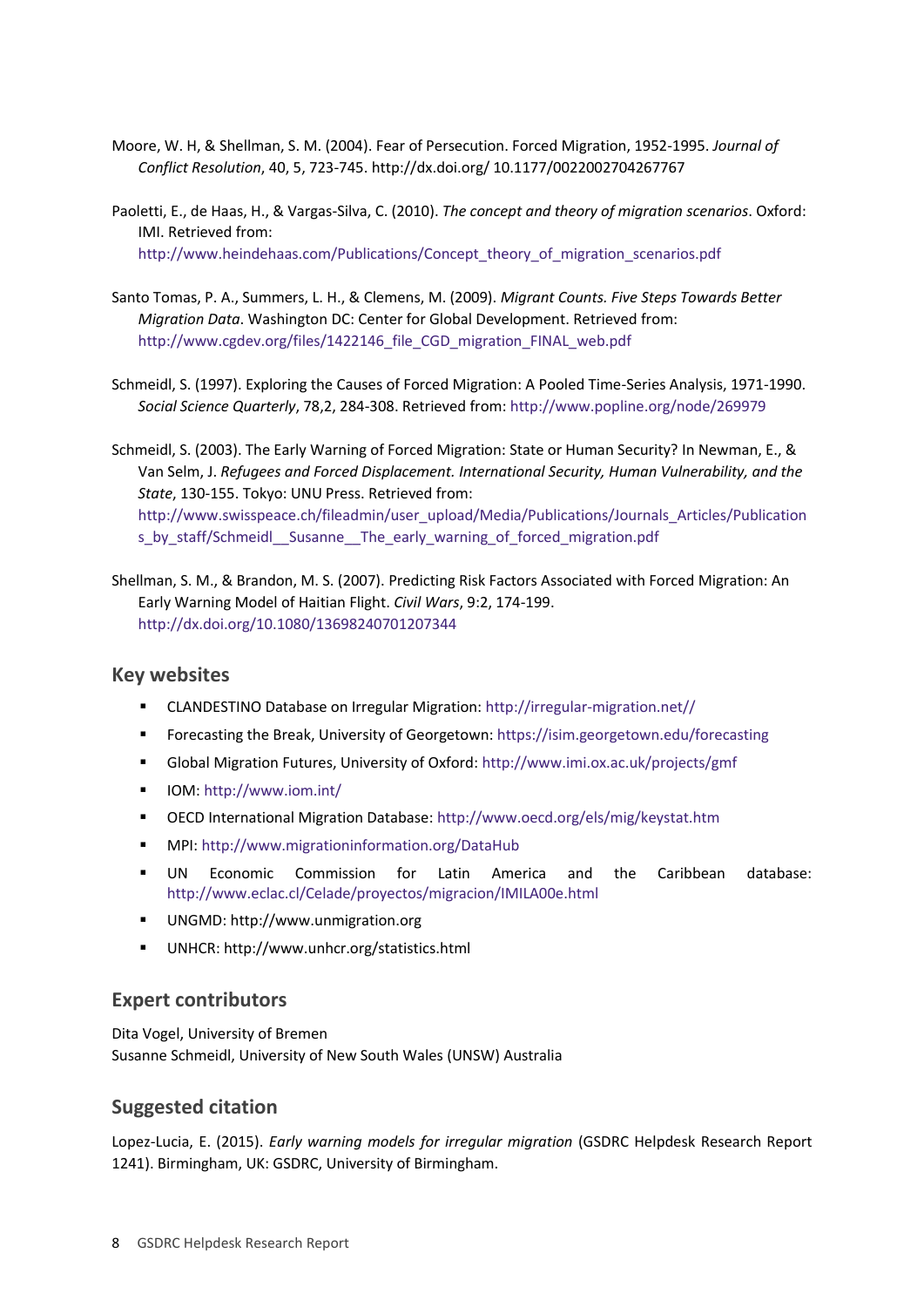Moore, W. H, & Shellman, S. M. (2004). Fear of Persecution. Forced Migration, 1952-1995. *Journal of Conflict Resolution*, 40, 5, 723-745. http://dx.doi.org/ 10.1177/0022002704267767

Paoletti, E., de Haas, H., & Vargas-Silva, C. (2010). *The concept and theory of migration scenarios*. Oxford: IMI. Retrieved from: http://www.heindehaas.com/Publications/Concept_theory_of_migration_scenarios.pdf

Santo Tomas, P. A., Summers, L. H., & Clemens, M. (2009). *Migrant Counts. Five Steps Towards Better Migration Data*. Washington DC: Center for Global Development. Retrieved from: http://www.cgdev.org/files/1422146_file_CGD_migration_FINAL_web.pdf

Schmeidl, S. (1997). Exploring the Causes of Forced Migration: A Pooled Time-Series Analysis, 1971-1990. *Social Science Quarterly*, 78,2, 284-308. Retrieved from: http://www.popline.org/node/269979

Schmeidl, S. (2003). The Early Warning of Forced Migration: State or Human Security? In Newman, E., & Van Selm, J. *Refugees and Forced Displacement. International Security, Human Vulnerability, and the State*, 130-155. Tokyo: UNU Press. Retrieved from: http://www.swisspeace.ch/fileadmin/user_upload/Media/Publications/Journals_Articles/Publications_by_staff/Schmeidl__Susanne__The_early_warning_of_forced_migration.pdf

Shellman, S. M., & Brandon, M. S. (2007). Predicting Risk Factors Associated with Forced Migration: An Early Warning Model of Haitian Flight. *Civil Wars*, 9:2, 174-199. http://dx.doi.org/10.1080/13698240701207344

## Key websites

- CLANDESTINO Database on Irregular Migration: http://irregular-migration.net//
- Forecasting the Break, University of Georgetown: https://isim.georgetown.edu/forecasting
- Global Migration Futures, University of Oxford: http://www.imi.ox.ac.uk/projects/gmf
- IOM: http://www.iom.int/
- OECD International Migration Database: http://www.oecd.org/els/mig/keystat.htm
- MPI: http://www.migrationinformation.org/DataHub
- UN Economic Commission for Latin America and the Caribbean database: http://www.eclac.cl/Celade/proyectos/migracion/IMILA00e.html
- UNGMD: http://www.unmigration.org
- UNHCR: http://www.unhcr.org/statistics.html

## Expert contributors

Dita Vogel, University of Bremen
Susanne Schmeidl, University of New South Wales (UNSW) Australia

## Suggested citation

Lopez-Lucia, E. (2015). *Early warning models for irregular migration* (GSDRC Helpdesk Research Report 1241). Birmingham, UK: GSDRC, University of Birmingham.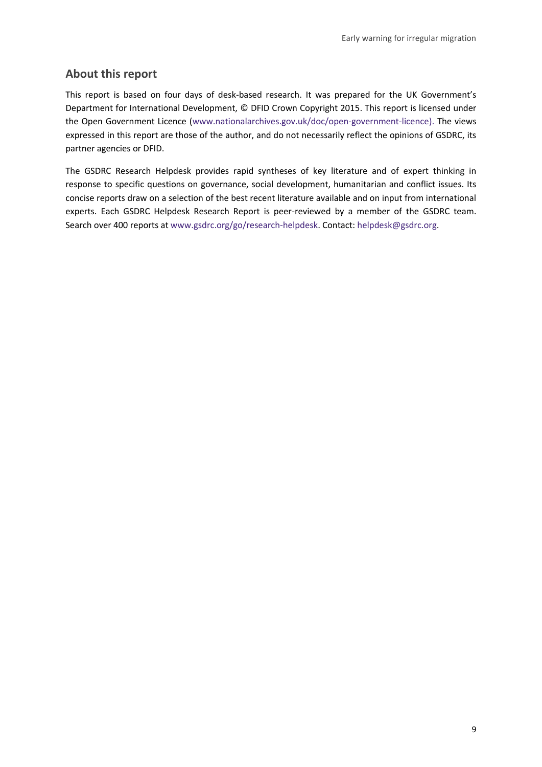## About this report

This report is based on four days of desk-based research. It was prepared for the UK Government's Department for International Development, © DFID Crown Copyright 2015. This report is licensed under the Open Government Licence (www.nationalarchives.gov.uk/doc/open-government-licence). The views expressed in this report are those of the author, and do not necessarily reflect the opinions of GSDRC, its partner agencies or DFID.

The GSDRC Research Helpdesk provides rapid syntheses of key literature and of expert thinking in response to specific questions on governance, social development, humanitarian and conflict issues. Its concise reports draw on a selection of the best recent literature available and on input from international experts. Each GSDRC Helpdesk Research Report is peer-reviewed by a member of the GSDRC team. Search over 400 reports at www.gsdrc.org/go/research-helpdesk. Contact: helpdesk@gsdrc.org.